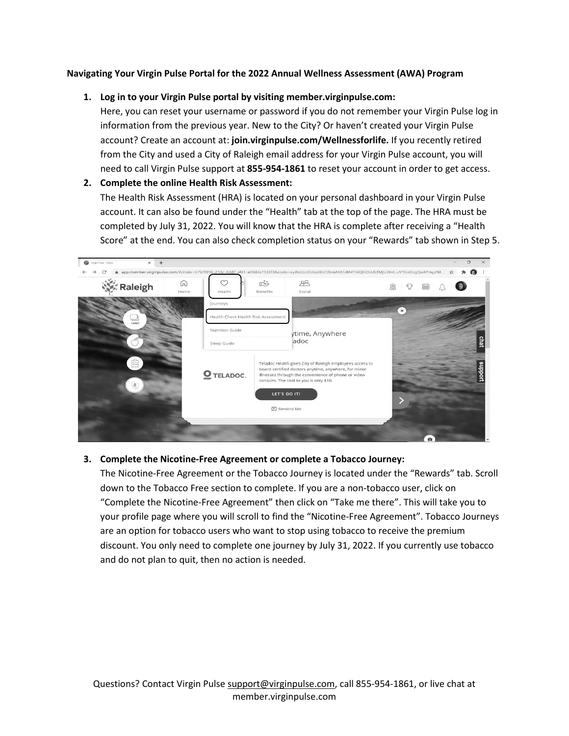**Navigating Your Virgin Pulse Portal for the 2022 Annual Wellness Assessment (AWA) Program**

1. **Log in to your Virgin Pulse portal by visiting member.virginpulse.com:**
   Here, you can reset your username or password if you do not remember your Virgin Pulse log in information from the previous year. New to the City? Or haven't created your Virgin Pulse account? Create an account at: **join.virginpulse.com/Wellnessforlife.** If you recently retired from the City and used a City of Raleigh email address for your Virgin Pulse account, you will need to call Virgin Pulse support at **855-954-1861** to reset your account in order to get access.
2. **Complete the online Health Risk Assessment:**
   The Health Risk Assessment (HRA) is located on your personal dashboard in your Virgin Pulse account. It can also be found under the "Health" tab at the top of the page. The HRA must be completed by July 31, 2022. You will know that the HRA is complete after receiving a "Health Score" at the end. You can also check completion status on your "Rewards" tab shown in Step 5.
3. **Complete the Nicotine-Free Agreement or complete a Tobacco Journey:**
   The Nicotine-Free Agreement or the Tobacco Journey is located under the "Rewards" tab. Scroll down to the Tobacco Free section to complete. If you are a non-tobacco user, click on "Complete the Nicotine-Free Agreement" then click on "Take me there". This will take you to your profile page where you will scroll to find the "Nicotine-Free Agreement". Tobacco Journeys are an option for tobacco users who want to stop using tobacco to receive the premium discount. You only need to complete one journey by July 31, 2022. If you currently use tobacco and do not plan to quit, then no action is needed.

Questions? Contact Virgin Pulse support@virginpulse.com, call 855-954-1861, or live chat at member.virginpulse.com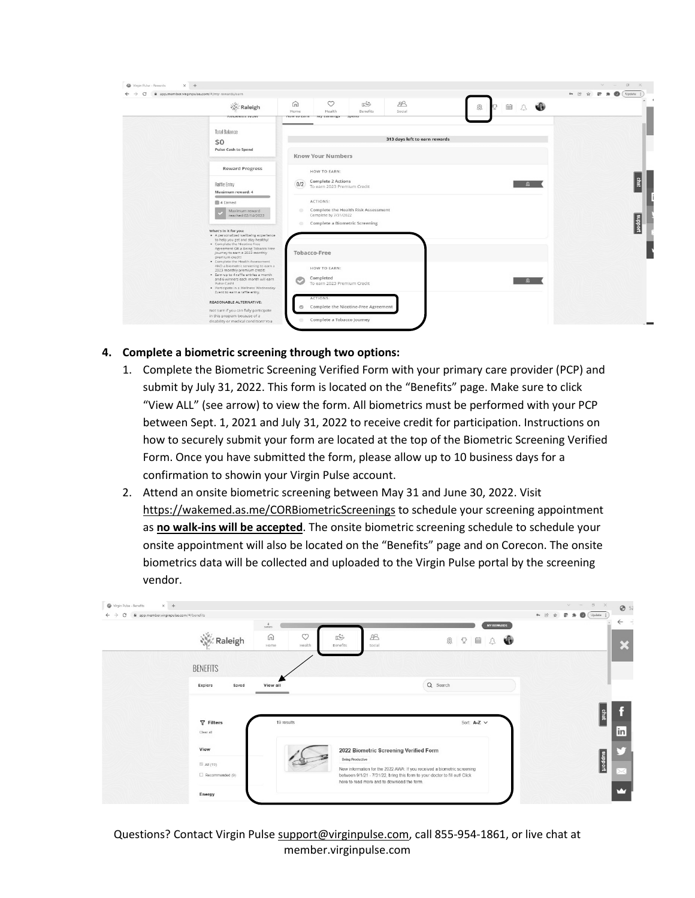4. **Complete a biometric screening through two options:**
    1. Complete the Biometric Screening Verified Form with your primary care provider (PCP) and submit by July 31, 2022. This form is located on the "Benefits" page. Make sure to click "View ALL" (see arrow) to view the form. All biometrics must be performed with your PCP between Sept. 1, 2021 and July 31, 2022 to receive credit for participation. Instructions on how to securely submit your form are located at the top of the Biometric Screening Verified Form. Once you have submitted the form, please allow up to 10 business days for a confirmation to showin your Virgin Pulse account.
    2. Attend an onsite biometric screening between May 31 and June 30, 2022. Visit https://wakemed.as.me/CORBiometricScreenings to schedule your screening appointment as **no walk-ins will be accepted**. The onsite biometric screening schedule to schedule your onsite appointment will also be located on the "Benefits" page and on Corecon. The onsite biometrics data will be collected and uploaded to the Virgin Pulse portal by the screening vendor.

Questions? Contact Virgin Pulse support@virginpulse.com, call 855-954-1861, or live chat at member.virginpulse.com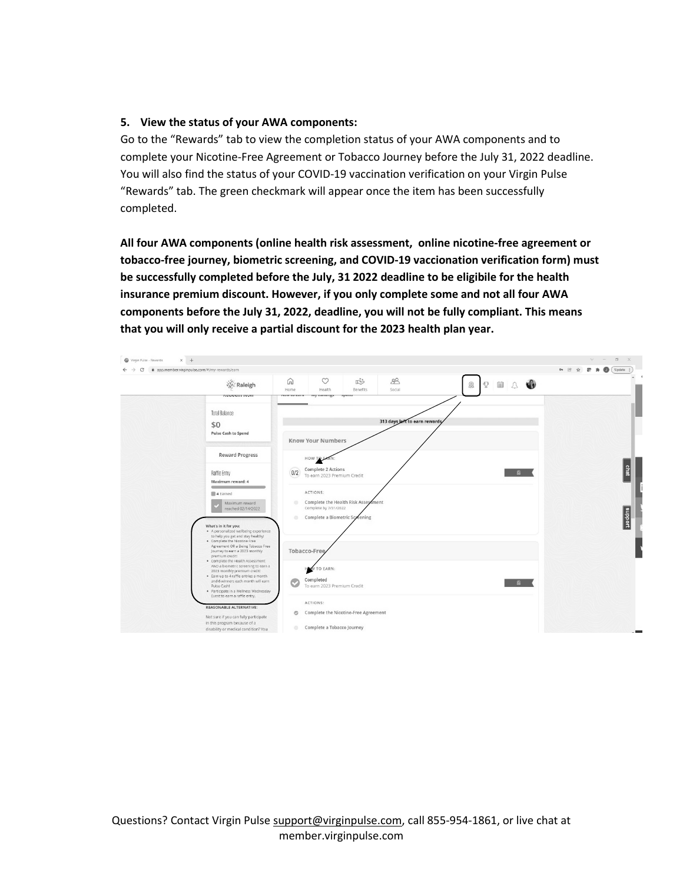## 5. View the status of your AWA components:

Go to the "Rewards" tab to view the completion status of your AWA components and to complete your Nicotine-Free Agreement or Tobacco Journey before the July 31, 2022 deadline. You will also find the status of your COVID-19 vaccination verification on your Virgin Pulse "Rewards" tab. The green checkmark will appear once the item has been successfully completed.

**All four AWA components (online health risk assessment, online nicotine-free agreement or tobacco-free journey, biometric screening, and COVID-19 vaccionation verification form) must be successfully completed before the July, 31 2022 deadline to be eligibile for the health insurance premium discount. However, if you only complete some and not all four AWA components before the July 31, 2022, deadline, you will not be fully compliant. This means that you will only receive a partial discount for the 2023 health plan year.**